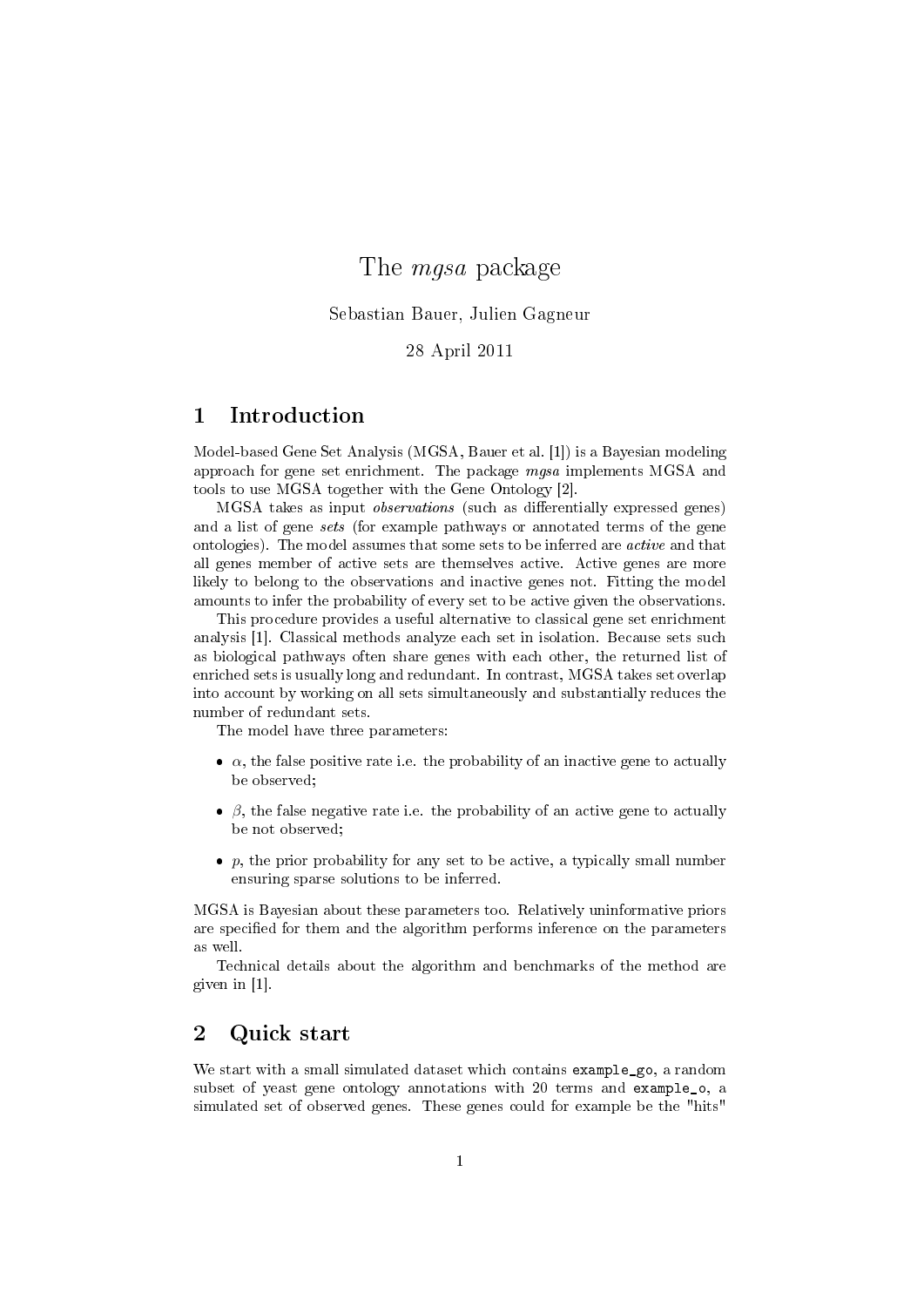# The *mgsa* package

Sebastian Bauer, Julien Gagneur

28 April 2011

## 1 Introduction

Model-based Gene Set Analysis (MGSA, Bauer et al. [1]) is a Bayesian modeling approach for gene set enrichment. The package *mgsa* implements MGSA and tools to use MGSA together with the Gene Ontology [2].

MGSA takes as input *observations* (such as differentially expressed genes) and a list of gene *sets* (for example pathways or annotated terms of the gene ontologies). The model assumes that some sets to be inferred are *active* and that all genes member of active sets are themselves active. Active genes are more likely to belong to the observations and inactive genes not. Fitting the model amounts to infer the probability of every set to be active given the observations.

This procedure provides a useful alternative to classical gene set enrichment analysis [1]. Classical methods analyze each set in isolation. Because sets such as biological pathways often share genes with each other, the returned list of enriched sets is usually long and redundant. In contrast, MGSA takes set overlap into account by working on all sets simultaneously and substantially reduces the number of redundant sets.

The model have three parameters:

- $\alpha$, the false positive rate i.e. the probability of an inactive gene to actually be observed;
- $\beta$, the false negative rate i.e. the probability of an active gene to actually be not observed;
- $p$, the prior probability for any set to be active, a typically small number ensuring sparse solutions to be inferred.

MGSA is Bayesian about these parameters too. Relatively uninformative priors are specified for them and the algorithm performs inference on the parameters as well.

Technical details about the algorithm and benchmarks of the method are given in [1].

## 2 Quick start

We start with a small simulated dataset which contains `example_go`, a random subset of yeast gene ontology annotations with 20 terms and `example_o`, a simulated set of observed genes. These genes could for example be the "hits"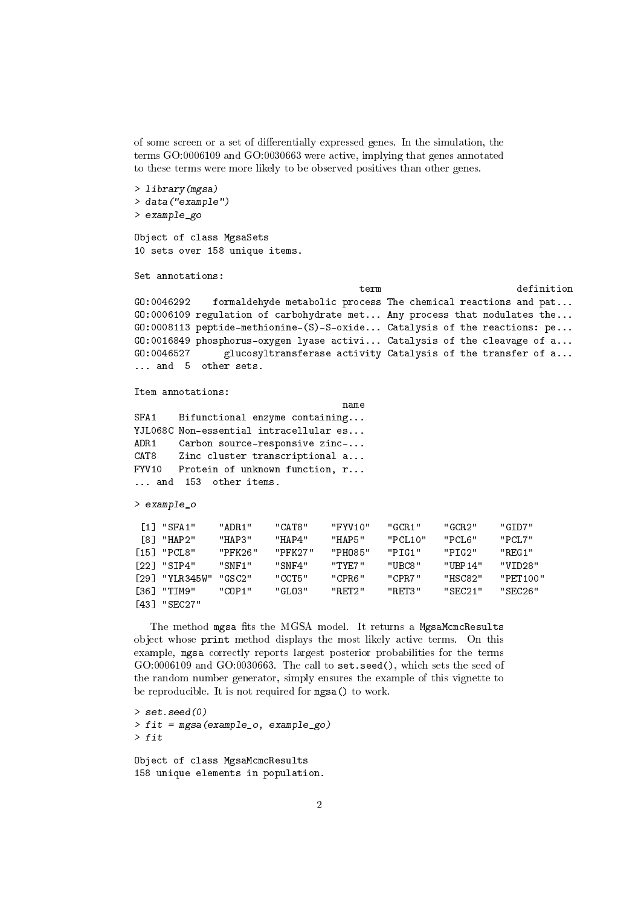of some screen or a set of differentially expressed genes. In the simulation, the terms GO:0006109 and GO:0030663 were active, implying that genes annotated to these terms were more likely to be observed positives than other genes.

```
> library(mgsa)
> data("example")
> example_go

Object of class MgsaSets
10 sets over 158 unique items.

Set annotations:
                                        term                          definition
GO:0046292    formaldehyde metabolic process The chemical reactions and pat...
GO:0006109 regulation of carbohydrate met... Any process that modulates the...
GO:0008113 peptide-methionine-(S)-S-oxide... Catalysis of the reactions: pe...
GO:0016849 phosphorus-oxygen lyase activi... Catalysis of the cleavage of a...
GO:0046527      glucosyltransferase activity Catalysis of the transfer of a...
... and  5  other sets.

Item annotations:
                                     name
SFA1    Bifunctional enzyme containing...
YJL068C Non-essential intracellular es...
ADR1    Carbon source-responsive zinc-...
CAT8    Zinc cluster transcriptional a...
FYV10   Protein of unknown function, r...
... and  153  other items.

> example_o

 [1] "SFA1"    "ADR1"    "CAT8"    "FYV10"   "GCR1"    "GCR2"    "GID7"
 [8] "HAP2"    "HAP3"    "HAP4"    "HAP5"    "PCL10"   "PCL6"    "PCL7"
[15] "PCL8"    "PFK26"   "PFK27"   "PHO85"   "PIG1"    "PIG2"    "REG1"
[22] "SIP4"    "SNF1"    "SNF4"    "TYE7"    "UBC8"    "UBP14"   "VID28"
[29] "YLR345W" "GSC2"    "CCT5"    "CPR6"    "CPR7"    "HSC82"   "PET100"
[36] "TIM9"    "COP1"    "GLO3"    "RET2"    "RET3"    "SEC21"   "SEC26"
[43] "SEC27"
```

The method `mgsa` fits the MGSA model. It returns a `MgsaMcmcResults` object whose `print` method displays the most likely active terms. On this example, `mgsa` correctly reports largest posterior probabilities for the terms GO:0006109 and GO:0030663. The call to `set.seed()`, which sets the seed of the random number generator, simply ensures the example of this vignette to be reproducible. It is not required for `mgsa()` to work.

```
> set.seed(0)
> fit = mgsa(example_o, example_go)
> fit

Object of class MgsaMcmcResults
158 unique elements in population.
```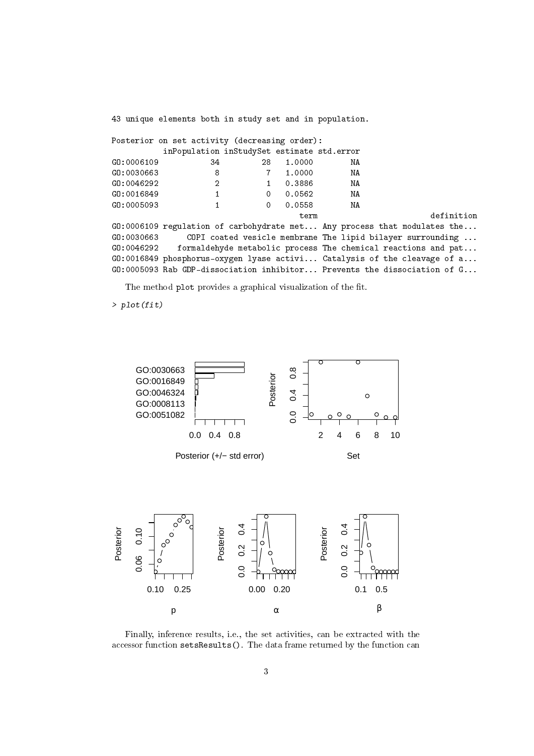```
43 unique elements both in study set and in population.

Posterior on set activity (decreasing order):
           inPopulation inStudySet estimate std.error
GO:0006109           34         28   1.0000        NA
GO:0030663            8          7   1.0000        NA
GO:0046292            2          1   0.3886        NA
GO:0016849            1          0   0.0562        NA
GO:0005093            1          0   0.0558        NA
                                  term                         definition
GO:0006109 regulation of carbohydrate met... Any process that modulates the...
GO:0030663      COPI coated vesicle membrane The lipid bilayer surrounding ...
GO:0046292    formaldehyde metabolic process The chemical reactions and pat...
GO:0016849 phosphorus-oxygen lyase activi... Catalysis of the cleavage of a...
GO:0005093 Rab GDP-dissociation inhibitor... Prevents the dissociation of G...
```

The method `plot` provides a graphical visualization of the fit.

```
> plot(fit)
```

Finally, inference results, i.e., the set activities, can be extracted with the accessor function `setsResults()`. The data frame returned by the function can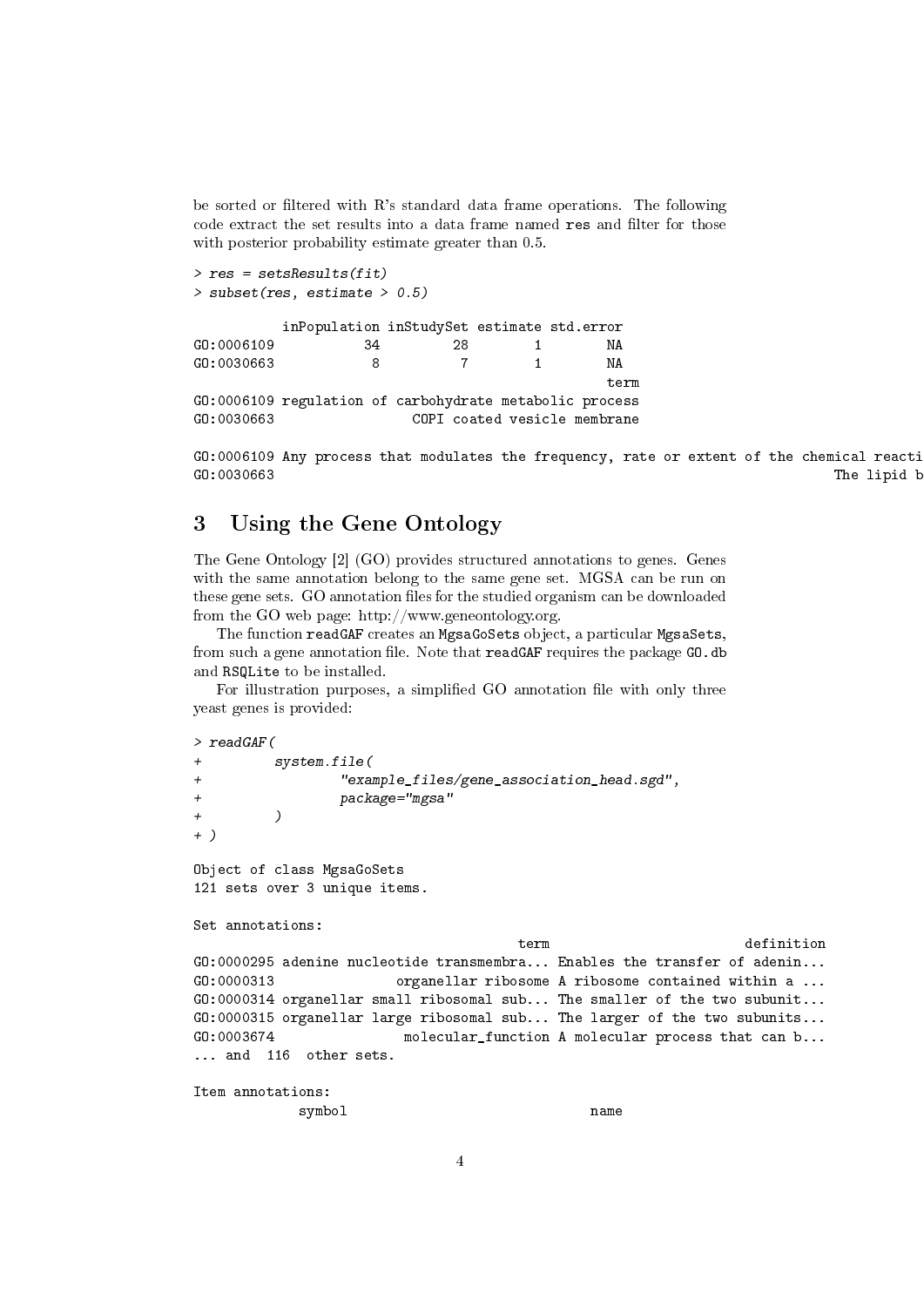be sorted or filtered with R's standard data frame operations. The following code extract the set results into a data frame named res and filter for those with posterior probability estimate greater than 0.5.

```
> res = setsResults(fit)
> subset(res, estimate > 0.5)

           inPopulation inStudySet estimate std.error
GO:0006109           34         28        1        NA
GO:0030663            8          7        1        NA
                                             term
GO:0006109 regulation of carbohydrate metabolic process
GO:0030663                 COPI coated vesicle membrane

GO:0006109 Any process that modulates the frequency, rate or extent of the chemical reacti
GO:0030663                                                                        The lipid b
```

# 3 Using the Gene Ontology

The Gene Ontology [2] (GO) provides structured annotations to genes. Genes with the same annotation belong to the same gene set. MGSA can be run on these gene sets. GO annotation files for the studied organism can be downloaded from the GO web page: http://www.geneontology.org.

The function readGAF creates an MgsaGoSets object, a particular MgsaSets, from such a gene annotation file. Note that readGAF requires the package GO.db and RSQLite to be installed.

For illustration purposes, a simplified GO annotation file with only three yeast genes is provided:

```
> readGAF(
+         system.file(
+                 "example_files/gene_association_head.sgd",
+                 package="mgsa"
+         )
+ )

Object of class MgsaGoSets
121 sets over 3 unique items.

Set annotations:
                                             term                         definition
GO:0000295 adenine nucleotide transmembra... Enables the transfer of adenin...
GO:0000313              organellar ribosome A ribosome contained within a ...
GO:0000314 organellar small ribosomal sub... The smaller of the two subunit...
GO:0000315 organellar large ribosomal sub... The larger of the two subunits...
GO:0003674               molecular_function A molecular process that can b...
... and  116  other sets.

Item annotations:
            symbol                              name
```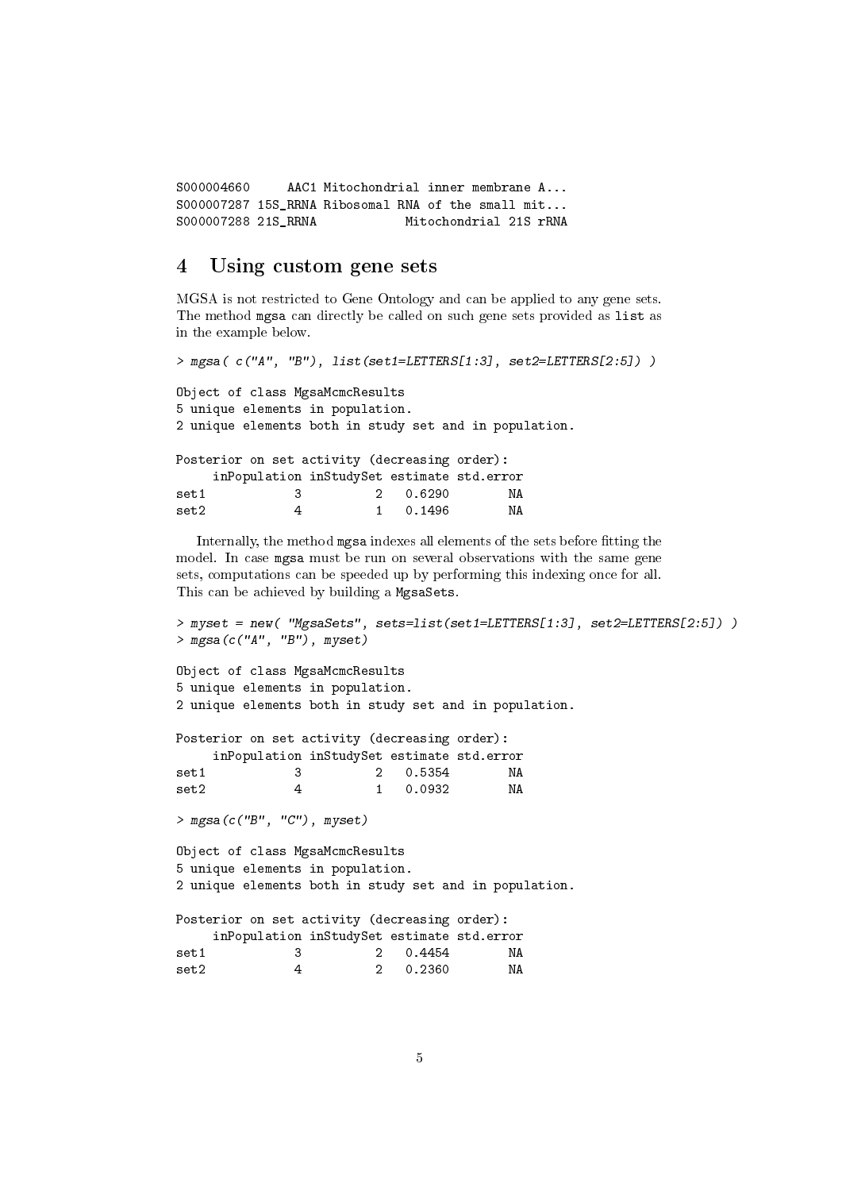```
S000004660     AAC1 Mitochondrial inner membrane A...
S000007287 15S_RRNA Ribosomal RNA of the small mit...
S000007288 21S_RRNA           Mitochondrial 21S rRNA
```

# 4 Using custom gene sets

MGSA is not restricted to Gene Ontology and can be applied to any gene sets. The method `mgsa` can directly be called on such gene sets provided as `list` as in the example below.

```
> mgsa( c("A", "B"), list(set1=LETTERS[1:3], set2=LETTERS[2:5]) )

Object of class MgsaMcmcResults
5 unique elements in population.
2 unique elements both in study set and in population.

Posterior on set activity (decreasing order):
     inPopulation inStudySet estimate std.error
set1            3          2   0.6290        NA
set2            4          1   0.1496        NA
```

Internally, the method `mgsa` indexes all elements of the sets before fitting the model. In case `mgsa` must be run on several observations with the same gene sets, computations can be speeded up by performing this indexing once for all. This can be achieved by building a `MgsaSets`.

```
> myset = new( "MgsaSets", sets=list(set1=LETTERS[1:3], set2=LETTERS[2:5]) )
> mgsa(c("A", "B"), myset)

Object of class MgsaMcmcResults
5 unique elements in population.
2 unique elements both in study set and in population.

Posterior on set activity (decreasing order):
     inPopulation inStudySet estimate std.error
set1            3          2   0.5354        NA
set2            4          1   0.0932        NA

> mgsa(c("B", "C"), myset)

Object of class MgsaMcmcResults
5 unique elements in population.
2 unique elements both in study set and in population.

Posterior on set activity (decreasing order):
     inPopulation inStudySet estimate std.error
set1            3          2   0.4454        NA
set2            4          2   0.2360        NA
```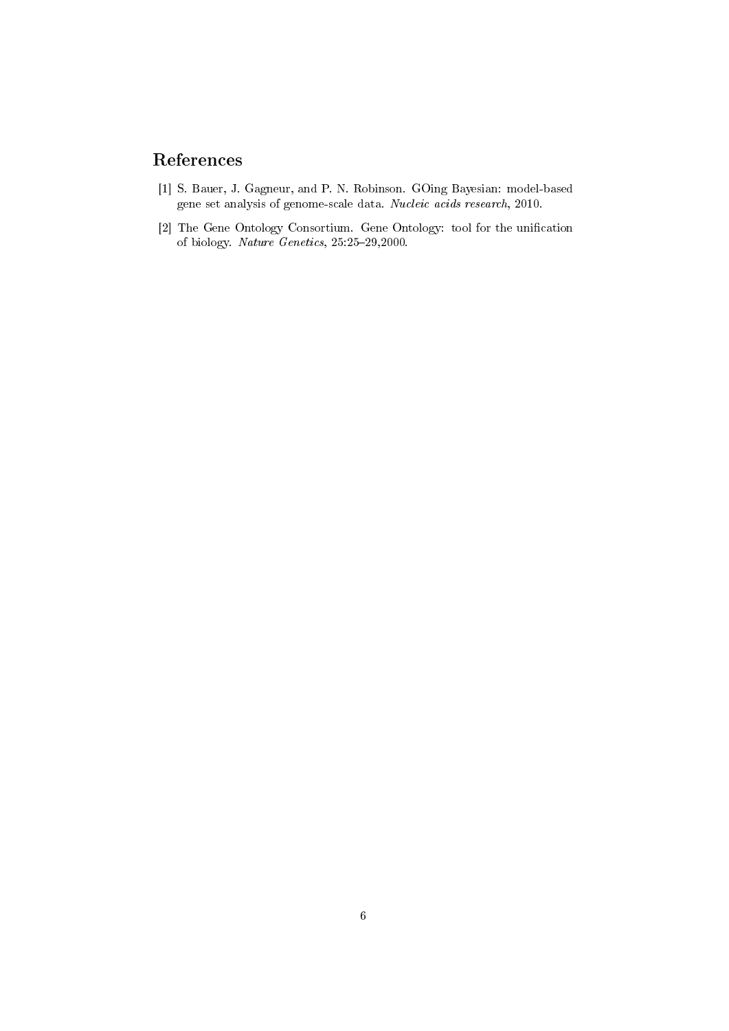# References

[1] S. Bauer, J. Gagneur, and P. N. Robinson. GOing Bayesian: model-based gene set analysis of genome-scale data. *Nucleic acids research*, 2010.

[2] The Gene Ontology Consortium. Gene Ontology: tool for the unification of biology. *Nature Genetics*, 25:25–29,2000.